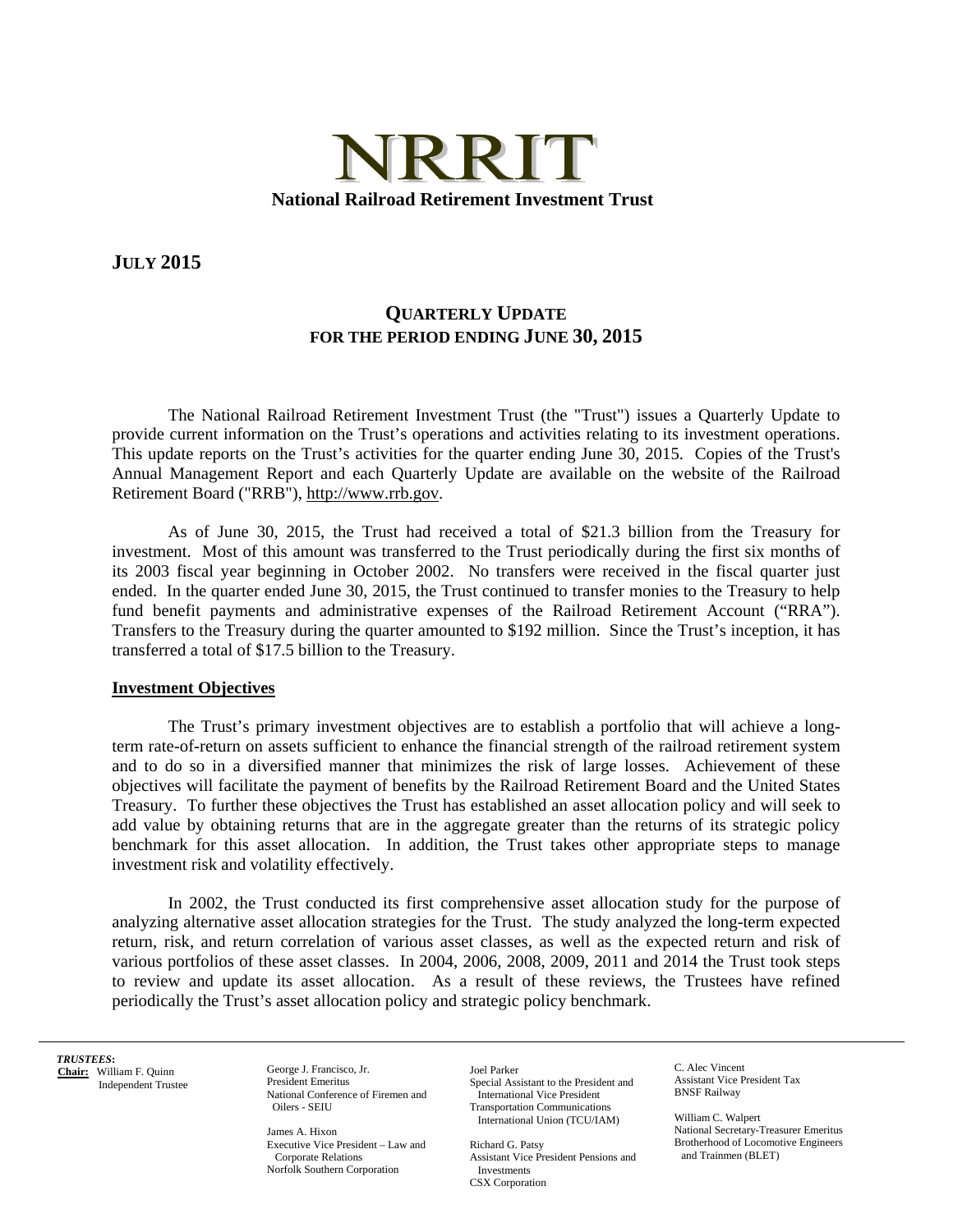# NRRIT

**National Railroad Retirement Investment Trust**

**JULY 2015**

## QUARTERLY UPDATE
## FOR THE PERIOD ENDING JUNE 30, 2015

The National Railroad Retirement Investment Trust (the "Trust") issues a Quarterly Update to provide current information on the Trust's operations and activities relating to its investment operations. This update reports on the Trust's activities for the quarter ending June 30, 2015. Copies of the Trust's Annual Management Report and each Quarterly Update are available on the website of the Railroad Retirement Board ("RRB"), http://www.rrb.gov.

As of June 30, 2015, the Trust had received a total of $21.3 billion from the Treasury for investment. Most of this amount was transferred to the Trust periodically during the first six months of its 2003 fiscal year beginning in October 2002. No transfers were received in the fiscal quarter just ended. In the quarter ended June 30, 2015, the Trust continued to transfer monies to the Treasury to help fund benefit payments and administrative expenses of the Railroad Retirement Account ("RRA"). Transfers to the Treasury during the quarter amounted to $192 million. Since the Trust's inception, it has transferred a total of $17.5 billion to the Treasury.

### Investment Objectives

The Trust's primary investment objectives are to establish a portfolio that will achieve a long-term rate-of-return on assets sufficient to enhance the financial strength of the railroad retirement system and to do so in a diversified manner that minimizes the risk of large losses. Achievement of these objectives will facilitate the payment of benefits by the Railroad Retirement Board and the United States Treasury. To further these objectives the Trust has established an asset allocation policy and will seek to add value by obtaining returns that are in the aggregate greater than the returns of its strategic policy benchmark for this asset allocation. In addition, the Trust takes other appropriate steps to manage investment risk and volatility effectively.

In 2002, the Trust conducted its first comprehensive asset allocation study for the purpose of analyzing alternative asset allocation strategies for the Trust. The study analyzed the long-term expected return, risk, and return correlation of various asset classes, as well as the expected return and risk of various portfolios of these asset classes. In 2004, 2006, 2008, 2009, 2011 and 2014 the Trust took steps to review and update its asset allocation. As a result of these reviews, the Trustees have refined periodically the Trust's asset allocation policy and strategic policy benchmark.

***TRUSTEES:***

**Chair:** William F. Quinn
Independent Trustee

George J. Francisco, Jr.
President Emeritus
National Conference of Firemen and Oilers - SEIU

James A. Hixon
Executive Vice President – Law and Corporate Relations
Norfolk Southern Corporation

Joel Parker
Special Assistant to the President and International Vice President
Transportation Communications International Union (TCU/IAM)

Richard G. Patsy
Assistant Vice President Pensions and Investments
CSX Corporation

C. Alec Vincent
Assistant Vice President Tax
BNSF Railway

William C. Walpert
National Secretary-Treasurer Emeritus
Brotherhood of Locomotive Engineers and Trainmen (BLET)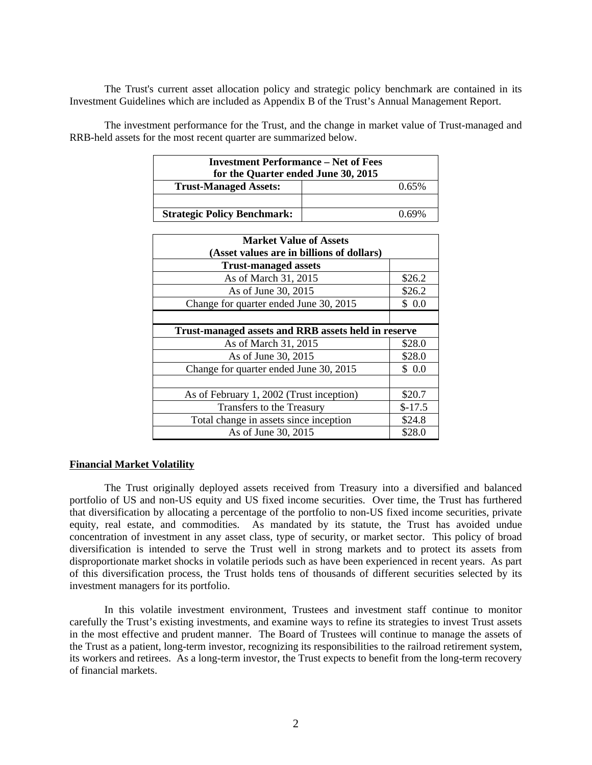The Trust's current asset allocation policy and strategic policy benchmark are contained in its Investment Guidelines which are included as Appendix B of the Trust's Annual Management Report.

The investment performance for the Trust, and the change in market value of Trust-managed and RRB-held assets for the most recent quarter are summarized below.

| Investment Performance – Net of Fees for the Quarter ended June 30, 2015 | |
|---|---|
| **Trust-Managed Assets:** | 0.65% |
| | |
| **Strategic Policy Benchmark:** | 0.69% |

| Market Value of Assets (Asset values are in billions of dollars) | |
|---|---|
| **Trust-managed assets** | |
| As of March 31, 2015 | $26.2 |
| As of June 30, 2015 | $26.2 |
| Change for quarter ended June 30, 2015 | $ 0.0 |
| | |
| **Trust-managed assets and RRB assets held in reserve** | |
| As of March 31, 2015 | $28.0 |
| As of June 30, 2015 | $28.0 |
| Change for quarter ended June 30, 2015 | $ 0.0 |
| | |
| As of February 1, 2002 (Trust inception) | $20.7 |
| Transfers to the Treasury | $-17.5 |
| Total change in assets since inception | $24.8 |
| As of June 30, 2015 | $28.0 |

## Financial Market Volatility

The Trust originally deployed assets received from Treasury into a diversified and balanced portfolio of US and non-US equity and US fixed income securities. Over time, the Trust has furthered that diversification by allocating a percentage of the portfolio to non-US fixed income securities, private equity, real estate, and commodities. As mandated by its statute, the Trust has avoided undue concentration of investment in any asset class, type of security, or market sector. This policy of broad diversification is intended to serve the Trust well in strong markets and to protect its assets from disproportionate market shocks in volatile periods such as have been experienced in recent years. As part of this diversification process, the Trust holds tens of thousands of different securities selected by its investment managers for its portfolio.

In this volatile investment environment, Trustees and investment staff continue to monitor carefully the Trust's existing investments, and examine ways to refine its strategies to invest Trust assets in the most effective and prudent manner. The Board of Trustees will continue to manage the assets of the Trust as a patient, long-term investor, recognizing its responsibilities to the railroad retirement system, its workers and retirees. As a long-term investor, the Trust expects to benefit from the long-term recovery of financial markets.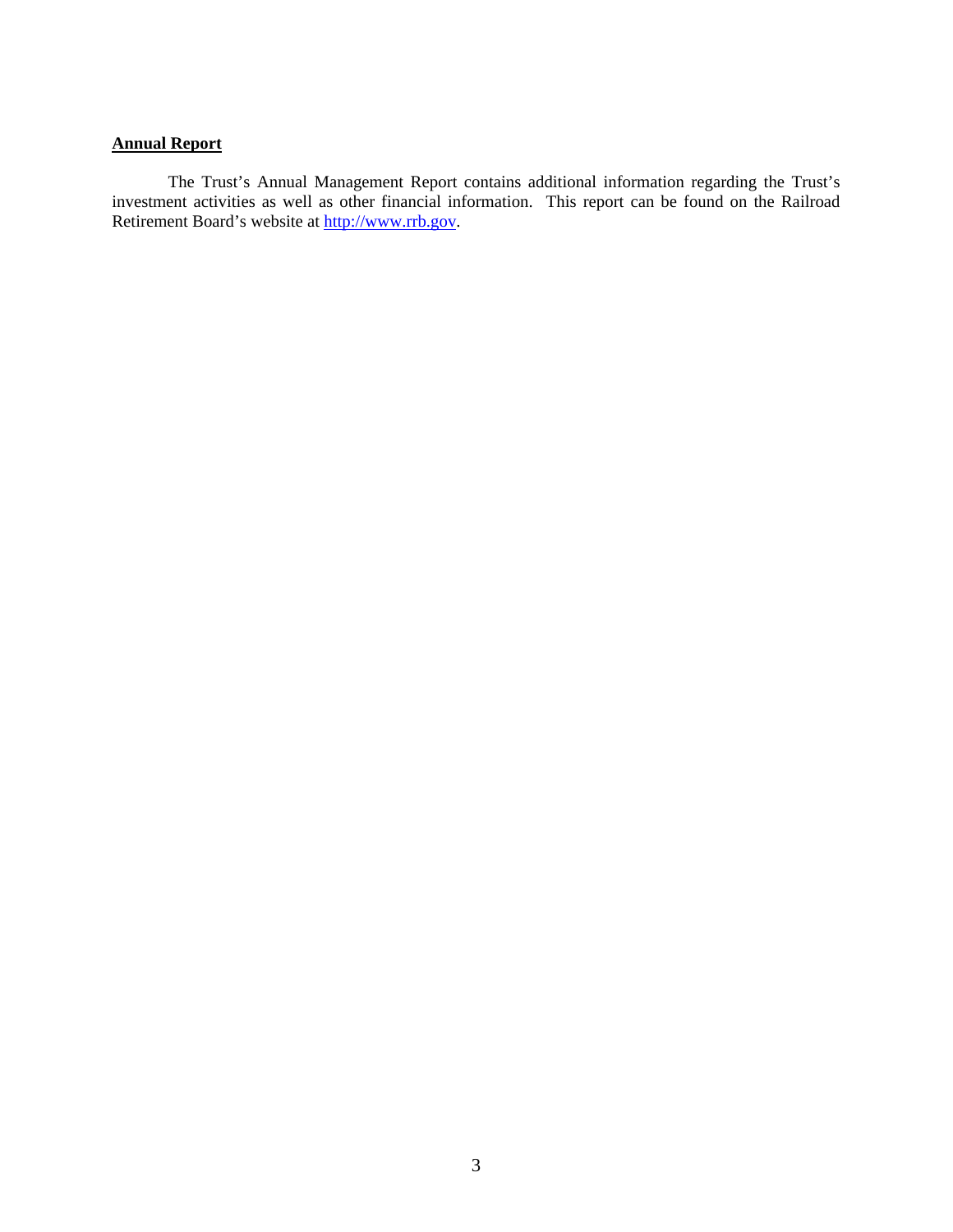**Annual Report**

The Trust's Annual Management Report contains additional information regarding the Trust's investment activities as well as other financial information. This report can be found on the Railroad Retirement Board's website at [http://www.rrb.gov](http://www.rrb.gov).